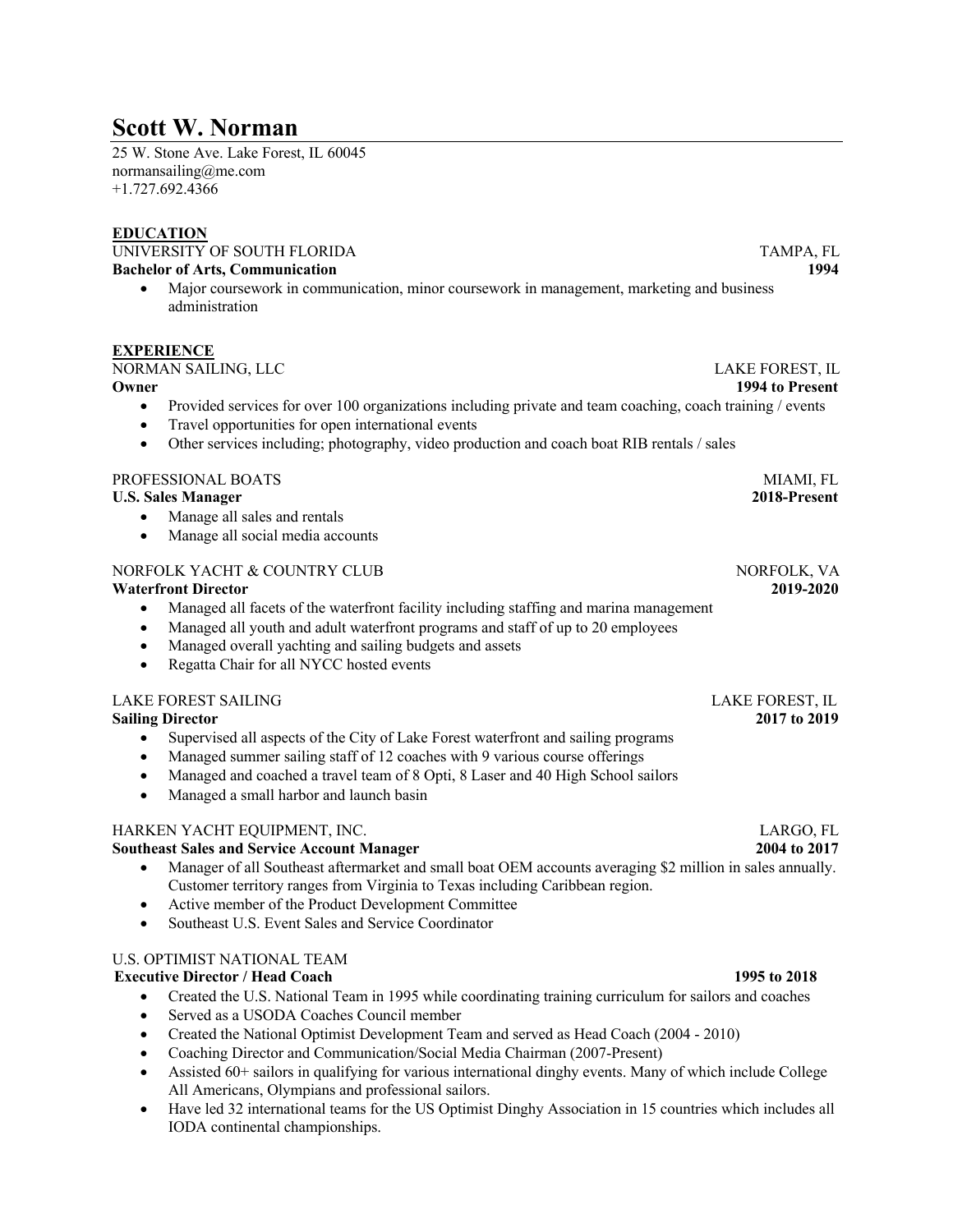# Scott W. Norman

25 W. Stone Ave. Lake Forest, IL 60045
normansailing@me.com
+1.727.692.4366

## EDUCATION

UNIVERSITY OF SOUTH FLORIDA — TAMPA, FL
**Bachelor of Arts, Communication** — **1994**

- Major coursework in communication, minor coursework in management, marketing and business administration

## EXPERIENCE

NORMAN SAILING, LLC — LAKE FOREST, IL
**Owner** — **1994 to Present**

- Provided services for over 100 organizations including private and team coaching, coach training / events
- Travel opportunities for open international events
- Other services including; photography, video production and coach boat RIB rentals / sales

PROFESSIONAL BOATS — MIAMI, FL
**U.S. Sales Manager** — **2018-Present**

- Manage all sales and rentals
- Manage all social media accounts

NORFOLK YACHT & COUNTRY CLUB — NORFOLK, VA
**Waterfront Director** — **2019-2020**

- Managed all facets of the waterfront facility including staffing and marina management
- Managed all youth and adult waterfront programs and staff of up to 20 employees
- Managed overall yachting and sailing budgets and assets
- Regatta Chair for all NYCC hosted events

LAKE FOREST SAILING — LAKE FOREST, IL
**Sailing Director** — **2017 to 2019**

- Supervised all aspects of the City of Lake Forest waterfront and sailing programs
- Managed summer sailing staff of 12 coaches with 9 various course offerings
- Managed and coached a travel team of 8 Opti, 8 Laser and 40 High School sailors
- Managed a small harbor and launch basin

HARKEN YACHT EQUIPMENT, INC. — LARGO, FL
**Southeast Sales and Service Account Manager** — **2004 to 2017**

- Manager of all Southeast aftermarket and small boat OEM accounts averaging $2 million in sales annually. Customer territory ranges from Virginia to Texas including Caribbean region.
- Active member of the Product Development Committee
- Southeast U.S. Event Sales and Service Coordinator

U.S. OPTIMIST NATIONAL TEAM
**Executive Director / Head Coach** — **1995 to 2018**

- Created the U.S. National Team in 1995 while coordinating training curriculum for sailors and coaches
- Served as a USODA Coaches Council member
- Created the National Optimist Development Team and served as Head Coach (2004 - 2010)
- Coaching Director and Communication/Social Media Chairman (2007-Present)
- Assisted 60+ sailors in qualifying for various international dinghy events. Many of which include College All Americans, Olympians and professional sailors.
- Have led 32 international teams for the US Optimist Dinghy Association in 15 countries which includes all IODA continental championships.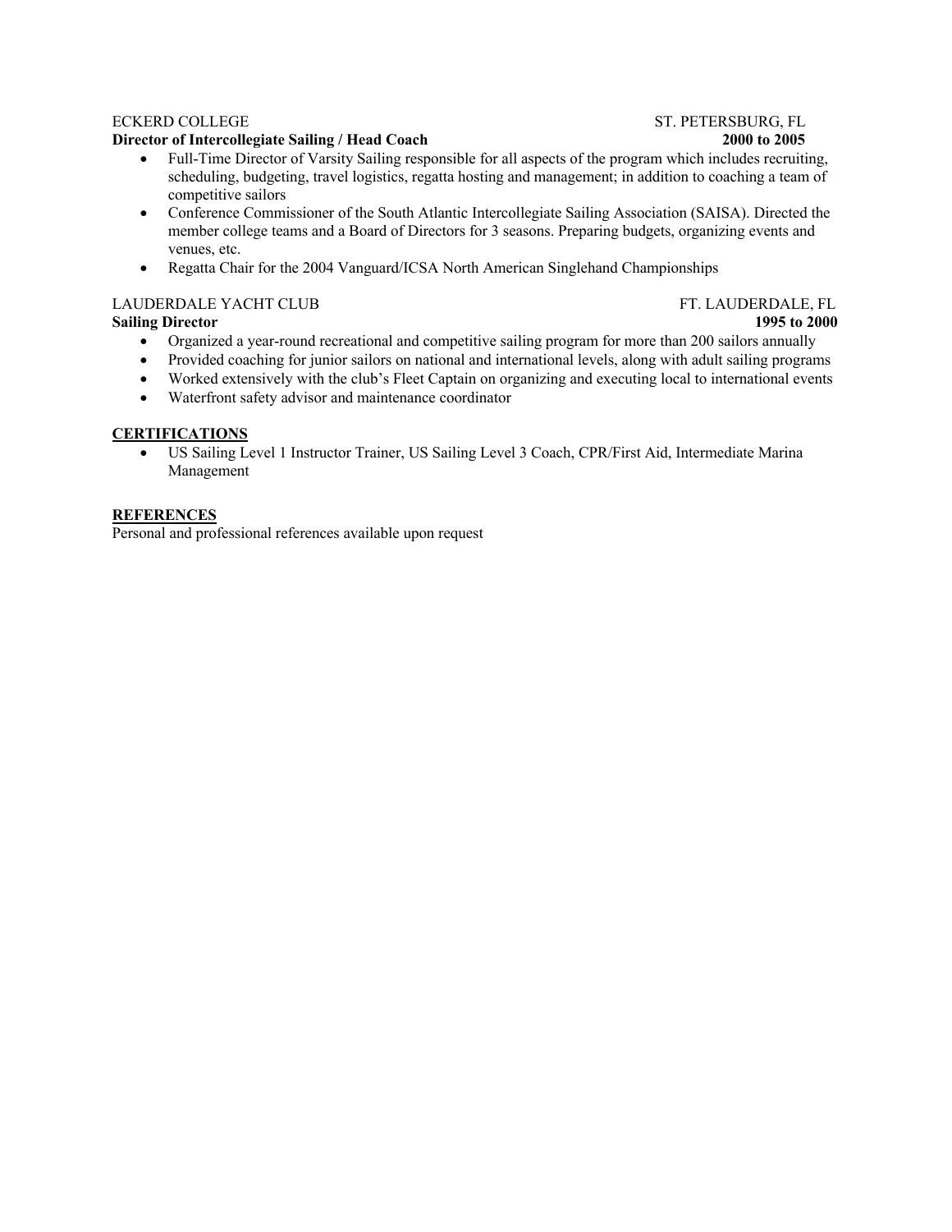ECKERD COLLEGE — ST. PETERSBURG, FL

**Director of Intercollegiate Sailing / Head Coach** — **2000 to 2005**

- Full-Time Director of Varsity Sailing responsible for all aspects of the program which includes recruiting, scheduling, budgeting, travel logistics, regatta hosting and management; in addition to coaching a team of competitive sailors
- Conference Commissioner of the South Atlantic Intercollegiate Sailing Association (SAISA). Directed the member college teams and a Board of Directors for 3 seasons. Preparing budgets, organizing events and venues, etc.
- Regatta Chair for the 2004 Vanguard/ICSA North American Singlehand Championships

LAUDERDALE YACHT CLUB — FT. LAUDERDALE, FL

**Sailing Director** — **1995 to 2000**

- Organized a year-round recreational and competitive sailing program for more than 200 sailors annually
- Provided coaching for junior sailors on national and international levels, along with adult sailing programs
- Worked extensively with the club's Fleet Captain on organizing and executing local to international events
- Waterfront safety advisor and maintenance coordinator

## CERTIFICATIONS

- US Sailing Level 1 Instructor Trainer, US Sailing Level 3 Coach, CPR/First Aid, Intermediate Marina Management

## REFERENCES

Personal and professional references available upon request